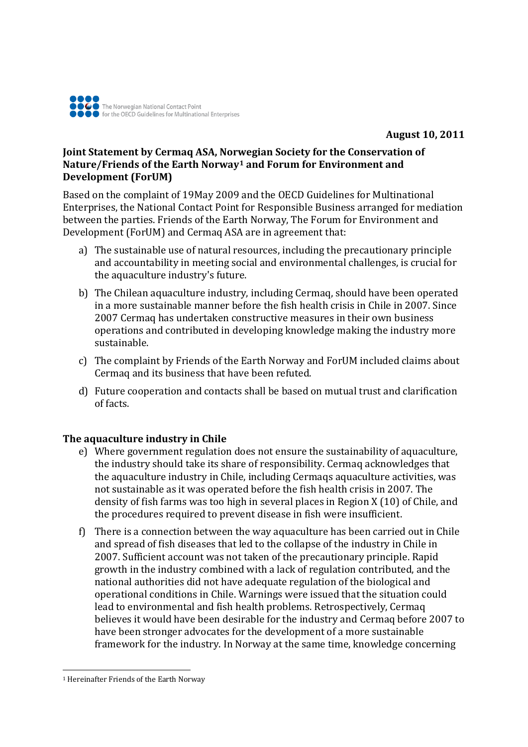The Norwegian National Contact Point for the OECD Guidelines for Multinational Enterprises

**August 10, 2011**

**Joint Statement by Cermaq ASA, Norwegian Society for the Conservation of Nature/Friends of the Earth Norway[1] and Forum for Environment and Development (ForUM)**

Based on the complaint of 19May 2009 and the OECD Guidelines for Multinational Enterprises, the National Contact Point for Responsible Business arranged for mediation between the parties. Friends of the Earth Norway, The Forum for Environment and Development (ForUM) and Cermaq ASA are in agreement that:

a) The sustainable use of natural resources, including the precautionary principle and accountability in meeting social and environmental challenges, is crucial for the aquaculture industry's future.

b) The Chilean aquaculture industry, including Cermaq, should have been operated in a more sustainable manner before the fish health crisis in Chile in 2007. Since 2007 Cermaq has undertaken constructive measures in their own business operations and contributed in developing knowledge making the industry more sustainable.

c) The complaint by Friends of the Earth Norway and ForUM included claims about Cermaq and its business that have been refuted.

d) Future cooperation and contacts shall be based on mutual trust and clarification of facts.

**The aquaculture industry in Chile**

e) Where government regulation does not ensure the sustainability of aquaculture, the industry should take its share of responsibility. Cermaq acknowledges that the aquaculture industry in Chile, including Cermaqs aquaculture activities, was not sustainable as it was operated before the fish health crisis in 2007. The density of fish farms was too high in several places in Region X (10) of Chile, and the procedures required to prevent disease in fish were insufficient.

f) There is a connection between the way aquaculture has been carried out in Chile and spread of fish diseases that led to the collapse of the industry in Chile in 2007. Sufficient account was not taken of the precautionary principle. Rapid growth in the industry combined with a lack of regulation contributed, and the national authorities did not have adequate regulation of the biological and operational conditions in Chile. Warnings were issued that the situation could lead to environmental and fish health problems. Retrospectively, Cermaq believes it would have been desirable for the industry and Cermaq before 2007 to have been stronger advocates for the development of a more sustainable framework for the industry. In Norway at the same time, knowledge concerning

[1] Hereinafter Friends of the Earth Norway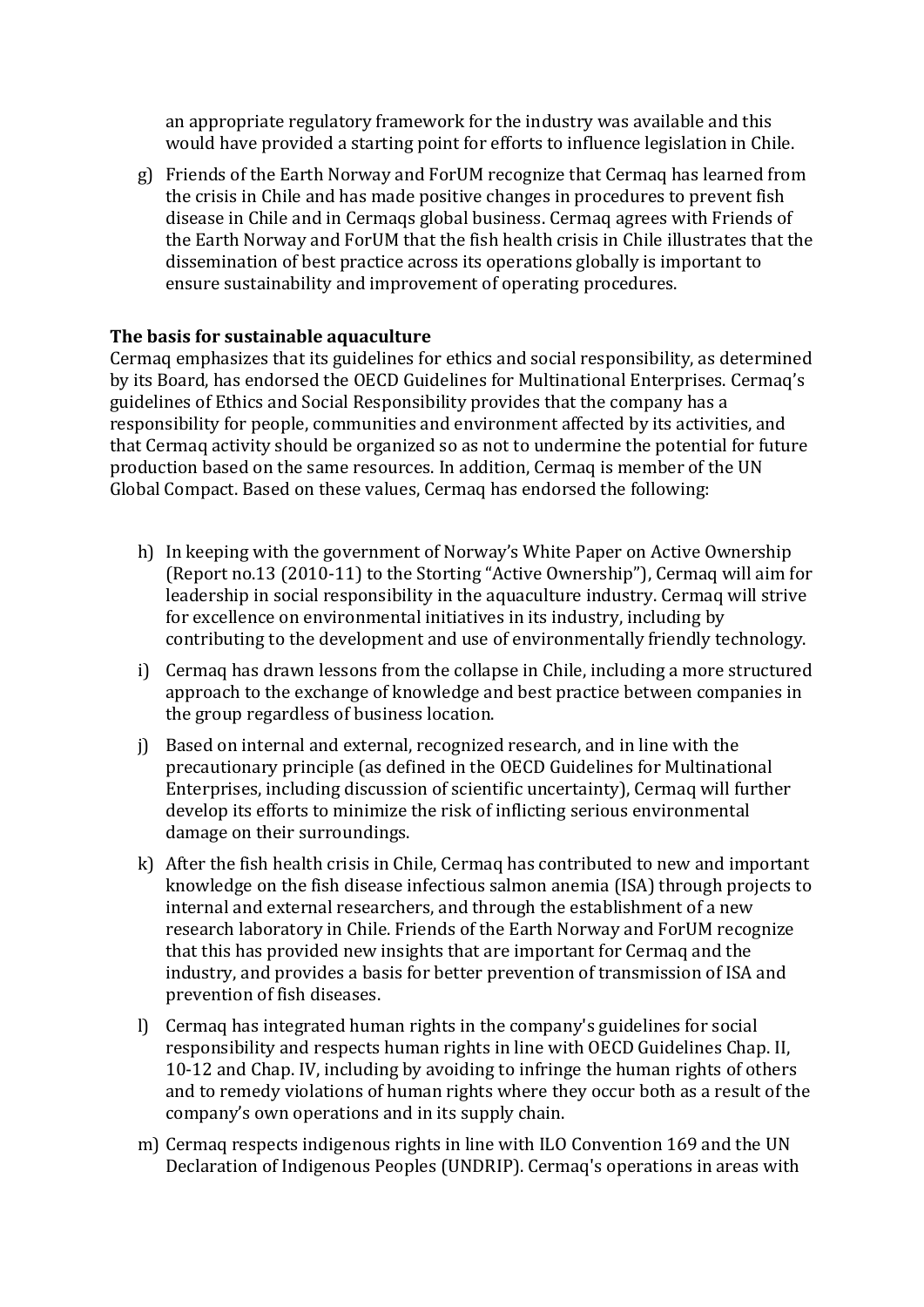an appropriate regulatory framework for the industry was available and this would have provided a starting point for efforts to influence legislation in Chile.

g) Friends of the Earth Norway and ForUM recognize that Cermaq has learned from the crisis in Chile and has made positive changes in procedures to prevent fish disease in Chile and in Cermaqs global business. Cermaq agrees with Friends of the Earth Norway and ForUM that the fish health crisis in Chile illustrates that the dissemination of best practice across its operations globally is important to ensure sustainability and improvement of operating procedures.

**The basis for sustainable aquaculture**

Cermaq emphasizes that its guidelines for ethics and social responsibility, as determined by its Board, has endorsed the OECD Guidelines for Multinational Enterprises. Cermaq's guidelines of Ethics and Social Responsibility provides that the company has a responsibility for people, communities and environment affected by its activities, and that Cermaq activity should be organized so as not to undermine the potential for future production based on the same resources. In addition, Cermaq is member of the UN Global Compact. Based on these values, Cermaq has endorsed the following:

h) In keeping with the government of Norway's White Paper on Active Ownership (Report no.13 (2010-11) to the Storting "Active Ownership"), Cermaq will aim for leadership in social responsibility in the aquaculture industry. Cermaq will strive for excellence on environmental initiatives in its industry, including by contributing to the development and use of environmentally friendly technology.

i) Cermaq has drawn lessons from the collapse in Chile, including a more structured approach to the exchange of knowledge and best practice between companies in the group regardless of business location.

j) Based on internal and external, recognized research, and in line with the precautionary principle (as defined in the OECD Guidelines for Multinational Enterprises, including discussion of scientific uncertainty), Cermaq will further develop its efforts to minimize the risk of inflicting serious environmental damage on their surroundings.

k) After the fish health crisis in Chile, Cermaq has contributed to new and important knowledge on the fish disease infectious salmon anemia (ISA) through projects to internal and external researchers, and through the establishment of a new research laboratory in Chile. Friends of the Earth Norway and ForUM recognize that this has provided new insights that are important for Cermaq and the industry, and provides a basis for better prevention of transmission of ISA and prevention of fish diseases.

l) Cermaq has integrated human rights in the company's guidelines for social responsibility and respects human rights in line with OECD Guidelines Chap. II, 10-12 and Chap. IV, including by avoiding to infringe the human rights of others and to remedy violations of human rights where they occur both as a result of the company's own operations and in its supply chain.

m) Cermaq respects indigenous rights in line with ILO Convention 169 and the UN Declaration of Indigenous Peoples (UNDRIP). Cermaq's operations in areas with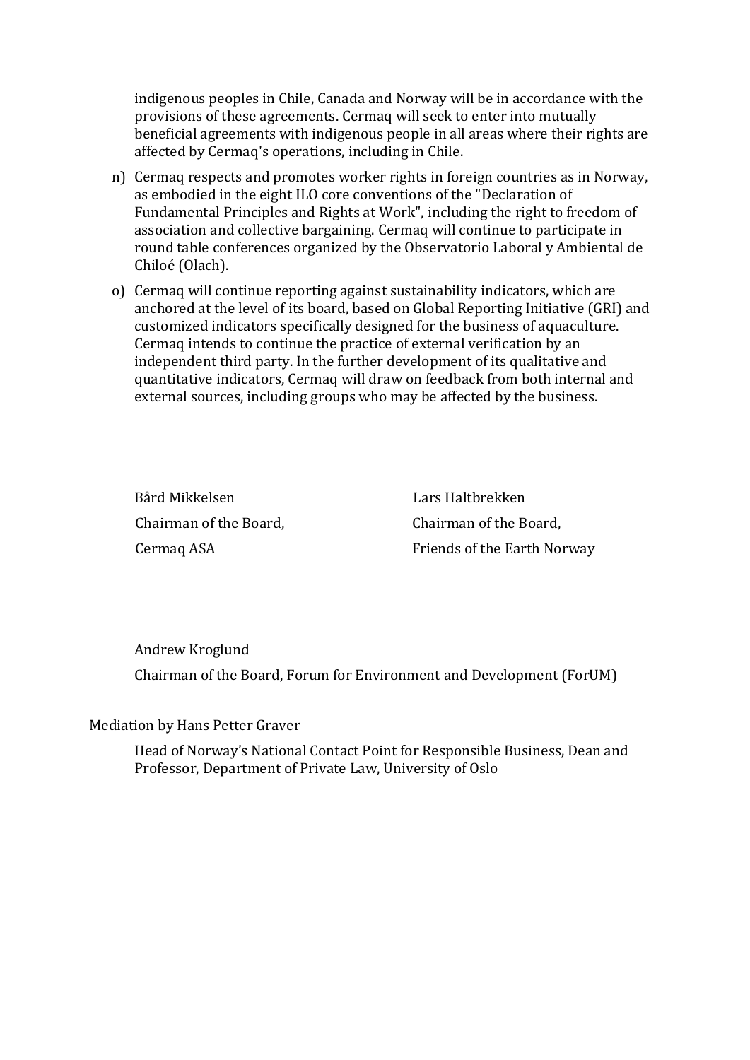indigenous peoples in Chile, Canada and Norway will be in accordance with the provisions of these agreements. Cermaq will seek to enter into mutually beneficial agreements with indigenous people in all areas where their rights are affected by Cermaq's operations, including in Chile.

n) Cermaq respects and promotes worker rights in foreign countries as in Norway, as embodied in the eight ILO core conventions of the "Declaration of Fundamental Principles and Rights at Work", including the right to freedom of association and collective bargaining. Cermaq will continue to participate in round table conferences organized by the Observatorio Laboral y Ambiental de Chiloé (Olach).

o) Cermaq will continue reporting against sustainability indicators, which are anchored at the level of its board, based on Global Reporting Initiative (GRI) and customized indicators specifically designed for the business of aquaculture. Cermaq intends to continue the practice of external verification by an independent third party. In the further development of its qualitative and quantitative indicators, Cermaq will draw on feedback from both internal and external sources, including groups who may be affected by the business.

Bård Mikkelsen
Chairman of the Board,
Cermaq ASA

Lars Haltbrekken
Chairman of the Board,
Friends of the Earth Norway

Andrew Kroglund
Chairman of the Board, Forum for Environment and Development (ForUM)

Mediation by Hans Petter Graver

Head of Norway's National Contact Point for Responsible Business, Dean and Professor, Department of Private Law, University of Oslo